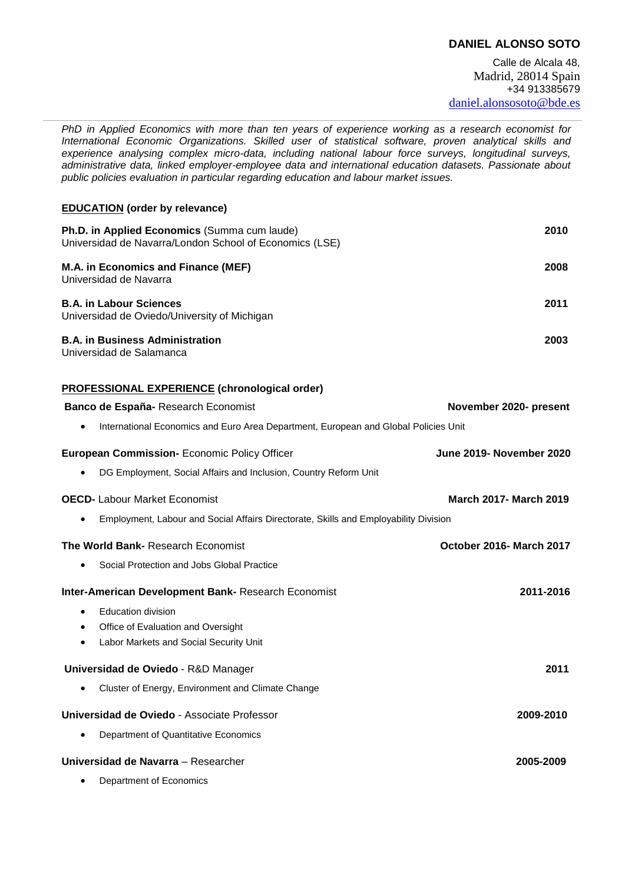# DANIEL ALONSO SOTO

Calle de Alcala 48,
Madrid, 28014 Spain
+34 913385679
daniel.alonsosoto@bde.es

---

*PhD in Applied Economics with more than ten years of experience working as a research economist for International Economic Organizations. Skilled user of statistical software, proven analytical skills and experience analysing complex micro-data, including national labour force surveys, longitudinal surveys, administrative data, linked employer-employee data and international education datasets. Passionate about public policies evaluation in particular regarding education and labour market issues.*

## EDUCATION (order by relevance)

**Ph.D. in Applied Economics** (Summa cum laude) — **2010**
Universidad de Navarra/London School of Economics (LSE)

**M.A. in Economics and Finance (MEF)** — **2008**
Universidad de Navarra

**B.A. in Labour Sciences** — **2011**
Universidad de Oviedo/University of Michigan

**B.A. in Business Administration** — **2003**
Universidad de Salamanca

## PROFESSIONAL EXPERIENCE (chronological order)

**Banco de España-** Research Economist — **November 2020- present**

- International Economics and Euro Area Department, European and Global Policies Unit

**European Commission-** Economic Policy Officer — **June 2019- November 2020**

- DG Employment, Social Affairs and Inclusion, Country Reform Unit

**OECD-** Labour Market Economist — **March 2017- March 2019**

- Employment, Labour and Social Affairs Directorate, Skills and Employability Division

**The World Bank-** Research Economist — **October 2016- March 2017**

- Social Protection and Jobs Global Practice

**Inter-American Development Bank-** Research Economist — **2011-2016**

- Education division
- Office of Evaluation and Oversight
- Labor Markets and Social Security Unit

**Universidad de Oviedo** - R&D Manager — **2011**

- Cluster of Energy, Environment and Climate Change

**Universidad de Oviedo** - Associate Professor — **2009-2010**

- Department of Quantitative Economics

**Universidad de Navarra** – Researcher — **2005-2009**

- Department of Economics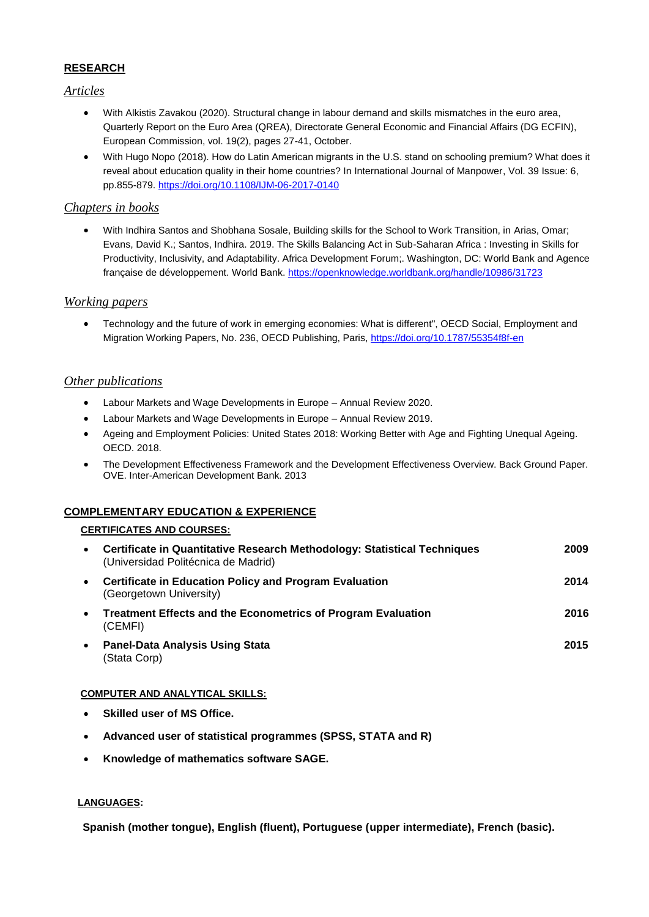## RESEARCH

### *Articles*

- With Alkistis Zavakou (2020). Structural change in labour demand and skills mismatches in the euro area, Quarterly Report on the Euro Area (QREA), Directorate General Economic and Financial Affairs (DG ECFIN), European Commission, vol. 19(2), pages 27-41, October.
- With Hugo Nopo (2018). How do Latin American migrants in the U.S. stand on schooling premium? What does it reveal about education quality in their home countries? In International Journal of Manpower, Vol. 39 Issue: 6, pp.855-879. https://doi.org/10.1108/IJM-06-2017-0140

### *Chapters in books*

- With Indhira Santos and Shobhana Sosale, Building skills for the School to Work Transition, in Arias, Omar; Evans, David K.; Santos, Indhira. 2019. The Skills Balancing Act in Sub-Saharan Africa : Investing in Skills for Productivity, Inclusivity, and Adaptability. Africa Development Forum;. Washington, DC: World Bank and Agence française de développement. World Bank. https://openknowledge.worldbank.org/handle/10986/31723

### *Working papers*

- Technology and the future of work in emerging economies: What is different", OECD Social, Employment and Migration Working Papers, No. 236, OECD Publishing, Paris, https://doi.org/10.1787/55354f8f-en

### *Other publications*

- Labour Markets and Wage Developments in Europe – Annual Review 2020.
- Labour Markets and Wage Developments in Europe – Annual Review 2019.
- Ageing and Employment Policies: United States 2018: Working Better with Age and Fighting Unequal Ageing. OECD. 2018.
- The Development Effectiveness Framework and the Development Effectiveness Overview. Back Ground Paper. OVE. Inter-American Development Bank. 2013

## COMPLEMENTARY EDUCATION & EXPERIENCE

### CERTIFICATES AND COURSES:

- **Certificate in Quantitative Research Methodology: Statistical Techniques** (Universidad Politécnica de Madrid) — **2009**
- **Certificate in Education Policy and Program Evaluation** (Georgetown University) — **2014**
- **Treatment Effects and the Econometrics of Program Evaluation** (CEMFI) — **2016**
- **Panel-Data Analysis Using Stata** (Stata Corp) — **2015**

### COMPUTER AND ANALYTICAL SKILLS:

- **Skilled user of MS Office.**
- **Advanced user of statistical programmes (SPSS, STATA and R)**
- **Knowledge of mathematics software SAGE.**

### LANGUAGES:

**Spanish (mother tongue), English (fluent), Portuguese (upper intermediate), French (basic).**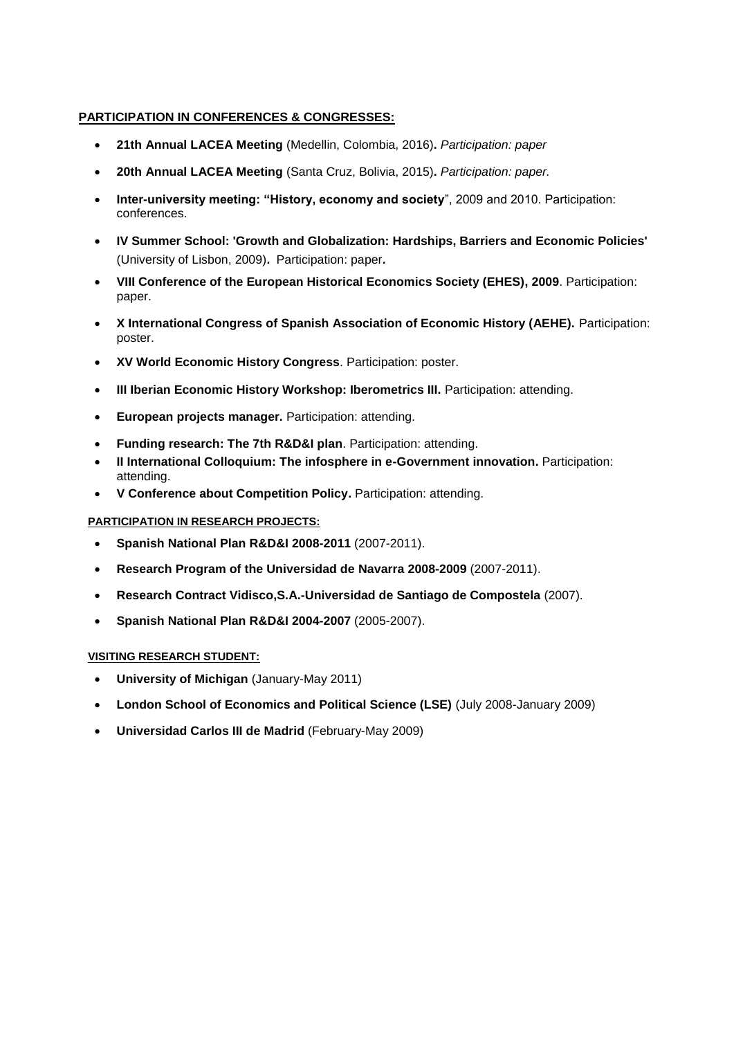## PARTICIPATION IN CONFERENCES & CONGRESSES:

- **21th Annual LACEA Meeting** (Medellin, Colombia, 2016)**.** *Participation: paper*
- **20th Annual LACEA Meeting** (Santa Cruz, Bolivia, 2015)**.** *Participation: paper.*
- **Inter-university meeting: "History, economy and society**", 2009 and 2010. Participation: conferences.
- **IV Summer School: 'Growth and Globalization: Hardships, Barriers and Economic Policies'** (University of Lisbon, 2009)**.** Participation: paper**.**
- **VIII Conference of the European Historical Economics Society (EHES), 2009**. Participation: paper.
- **X International Congress of Spanish Association of Economic History (AEHE).** Participation: poster.
- **XV World Economic History Congress**. Participation: poster.
- **III Iberian Economic History Workshop: Iberometrics III.** Participation: attending.
- **European projects manager.** Participation: attending.
- **Funding research: The 7th R&D&I plan**. Participation: attending.
- **II International Colloquium: The infosphere in e-Government innovation.** Participation: attending.
- **V Conference about Competition Policy.** Participation: attending.

## PARTICIPATION IN RESEARCH PROJECTS:

- **Spanish National Plan R&D&I 2008-2011** (2007-2011).
- **Research Program of the Universidad de Navarra 2008-2009** (2007-2011).
- **Research Contract Vidisco,S.A.-Universidad de Santiago de Compostela** (2007).
- **Spanish National Plan R&D&I 2004-2007** (2005-2007).

## VISITING RESEARCH STUDENT:

- **University of Michigan** (January-May 2011)
- **London School of Economics and Political Science (LSE)** (July 2008-January 2009)
- **Universidad Carlos III de Madrid** (February-May 2009)